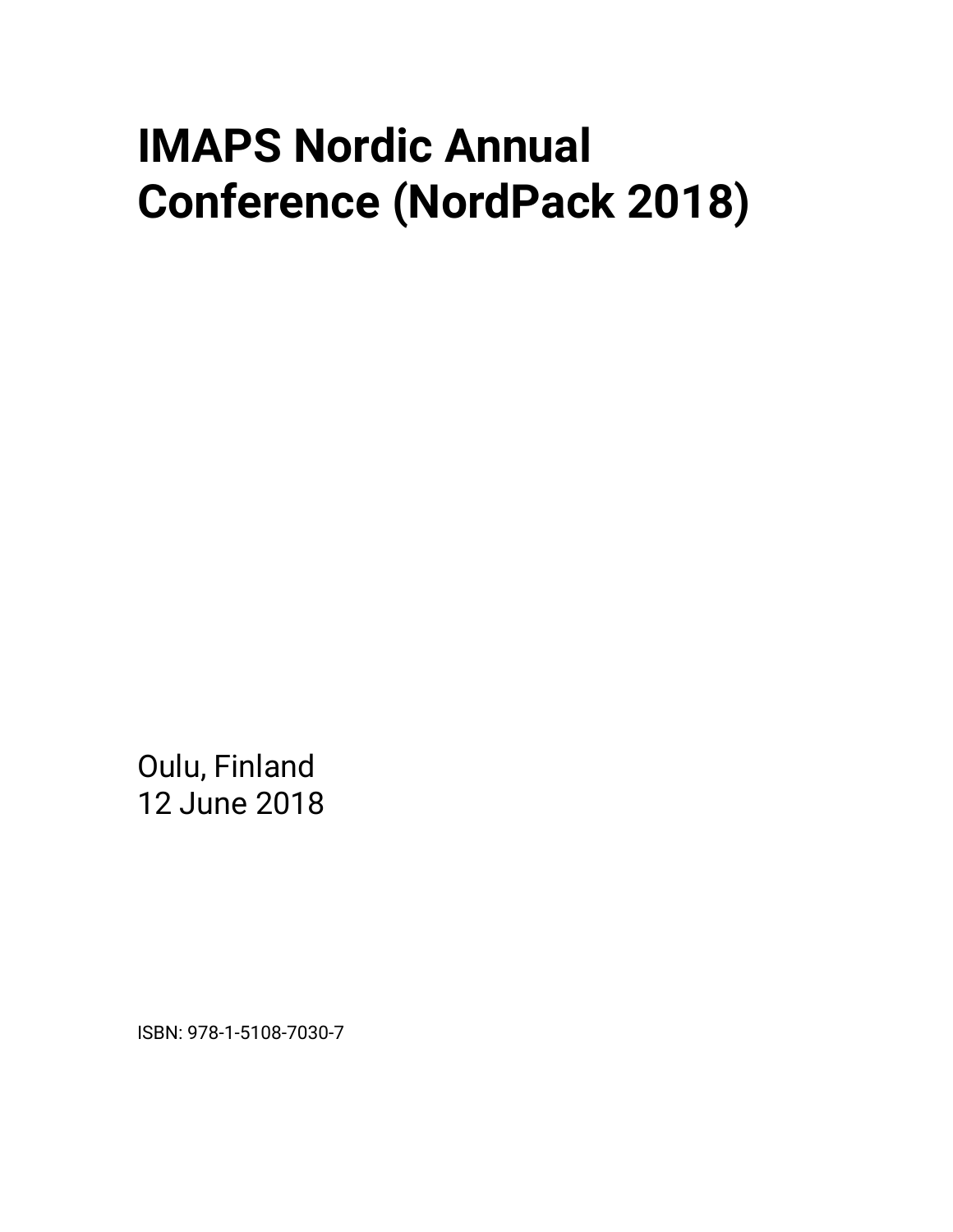# IMAPS Nordic Annual Conference (NordPack 2018)

Oulu, Finland
12 June 2018

ISBN: 978-1-5108-7030-7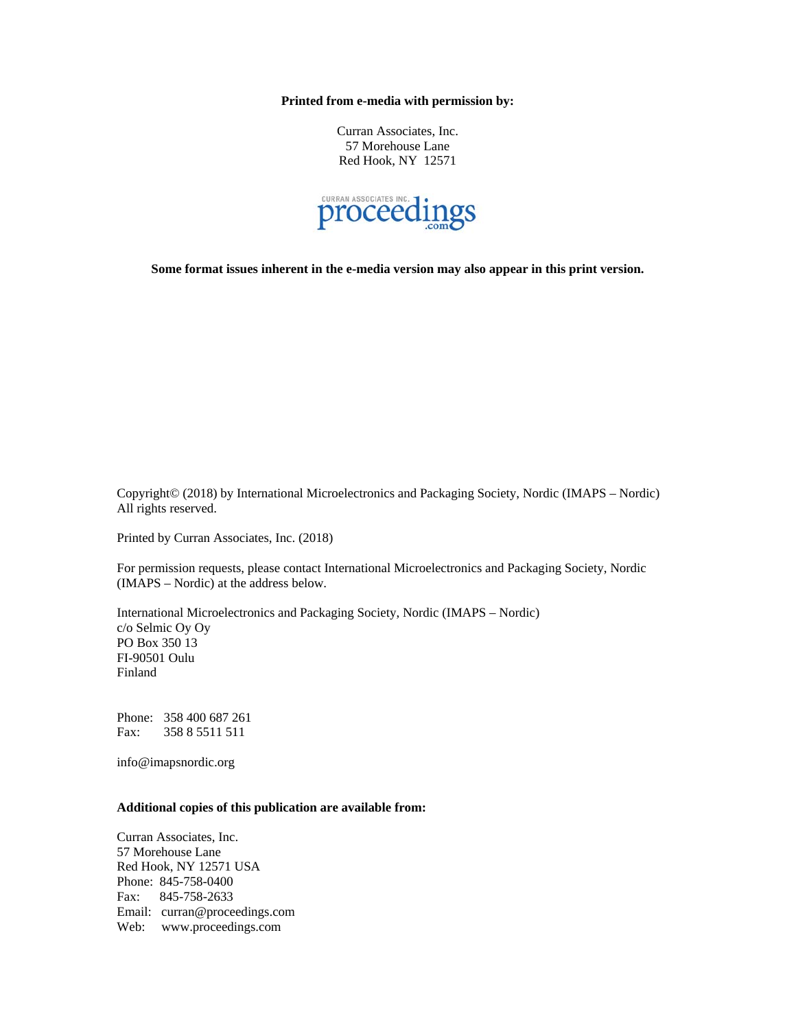**Printed from e-media with permission by:**

Curran Associates, Inc.
57 Morehouse Lane
Red Hook, NY 12571

**Some format issues inherent in the e-media version may also appear in this print version.**

Copyright© (2018) by International Microelectronics and Packaging Society, Nordic (IMAPS – Nordic)
All rights reserved.

Printed by Curran Associates, Inc. (2018)

For permission requests, please contact International Microelectronics and Packaging Society, Nordic (IMAPS – Nordic) at the address below.

International Microelectronics and Packaging Society, Nordic (IMAPS – Nordic)
c/o Selmic Oy Oy
PO Box 350 13
FI-90501 Oulu
Finland

Phone: 358 400 687 261
Fax: 358 8 5511 511

info@imapsnordic.org

**Additional copies of this publication are available from:**

Curran Associates, Inc.
57 Morehouse Lane
Red Hook, NY 12571 USA
Phone: 845-758-0400
Fax: 845-758-2633
Email: curran@proceedings.com
Web: www.proceedings.com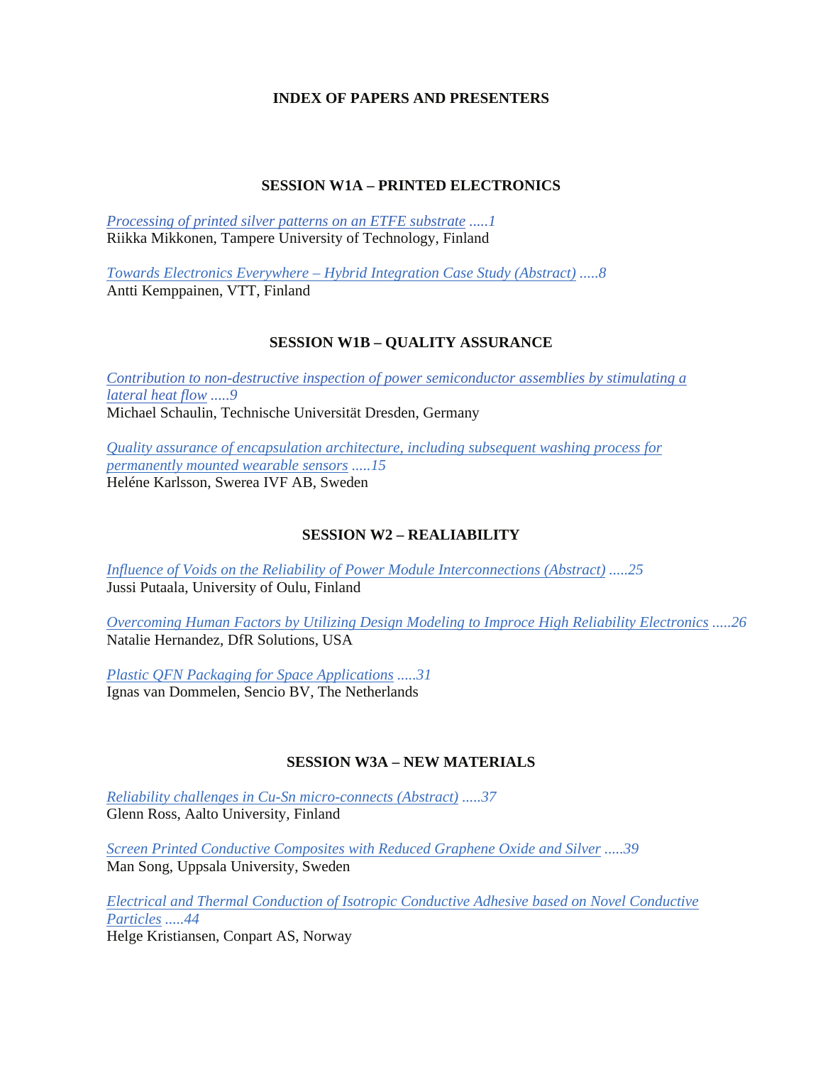# INDEX OF PAPERS AND PRESENTERS

## SESSION W1A – PRINTED ELECTRONICS

*Processing of printed silver patterns on an ETFE substrate .....1*
Riikka Mikkonen, Tampere University of Technology, Finland

*Towards Electronics Everywhere – Hybrid Integration Case Study (Abstract) .....8*
Antti Kemppainen, VTT, Finland

## SESSION W1B – QUALITY ASSURANCE

*Contribution to non-destructive inspection of power semiconductor assemblies by stimulating a lateral heat flow .....9*
Michael Schaulin, Technische Universität Dresden, Germany

*Quality assurance of encapsulation architecture, including subsequent washing process for permanently mounted wearable sensors .....15*
Heléne Karlsson, Swerea IVF AB, Sweden

## SESSION W2 – REALIABILITY

*Influence of Voids on the Reliability of Power Module Interconnections (Abstract) .....25*
Jussi Putaala, University of Oulu, Finland

*Overcoming Human Factors by Utilizing Design Modeling to Improce High Reliability Electronics .....26*
Natalie Hernandez, DfR Solutions, USA

*Plastic QFN Packaging for Space Applications .....31*
Ignas van Dommelen, Sencio BV, The Netherlands

## SESSION W3A – NEW MATERIALS

*Reliability challenges in Cu-Sn micro-connects (Abstract) .....37*
Glenn Ross, Aalto University, Finland

*Screen Printed Conductive Composites with Reduced Graphene Oxide and Silver .....39*
Man Song, Uppsala University, Sweden

*Electrical and Thermal Conduction of Isotropic Conductive Adhesive based on Novel Conductive Particles .....44*
Helge Kristiansen, Conpart AS, Norway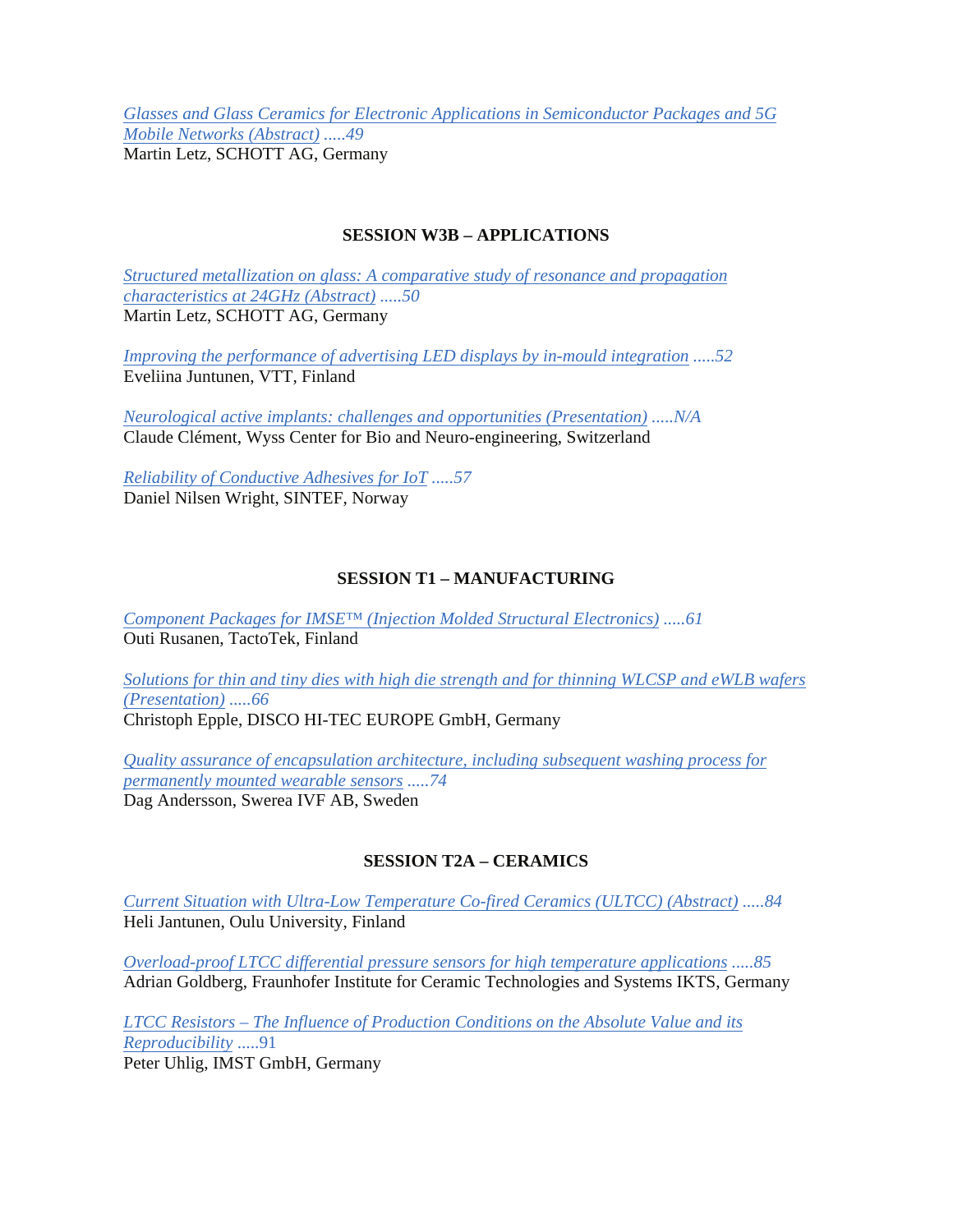*Glasses and Glass Ceramics for Electronic Applications in Semiconductor Packages and 5G Mobile Networks (Abstract) .....49*
Martin Letz, SCHOTT AG, Germany

## SESSION W3B – APPLICATIONS

*Structured metallization on glass: A comparative study of resonance and propagation characteristics at 24GHz (Abstract) .....50*
Martin Letz, SCHOTT AG, Germany

*Improving the performance of advertising LED displays by in-mould integration .....52*
Eveliina Juntunen, VTT, Finland

*Neurological active implants: challenges and opportunities (Presentation) .....N/A*
Claude Clément, Wyss Center for Bio and Neuro-engineering, Switzerland

*Reliability of Conductive Adhesives for IoT .....57*
Daniel Nilsen Wright, SINTEF, Norway

## SESSION T1 – MANUFACTURING

*Component Packages for IMSE™ (Injection Molded Structural Electronics) .....61*
Outi Rusanen, TactoTek, Finland

*Solutions for thin and tiny dies with high die strength and for thinning WLCSP and eWLB wafers (Presentation) .....66*
Christoph Epple, DISCO HI-TEC EUROPE GmbH, Germany

*Quality assurance of encapsulation architecture, including subsequent washing process for permanently mounted wearable sensors .....74*
Dag Andersson, Swerea IVF AB, Sweden

## SESSION T2A – CERAMICS

*Current Situation with Ultra-Low Temperature Co-fired Ceramics (ULTCC) (Abstract) .....84*
Heli Jantunen, Oulu University, Finland

*Overload-proof LTCC differential pressure sensors for high temperature applications .....85*
Adrian Goldberg, Fraunhofer Institute for Ceramic Technologies and Systems IKTS, Germany

*LTCC Resistors – The Influence of Production Conditions on the Absolute Value and its Reproducibility .....91*
Peter Uhlig, IMST GmbH, Germany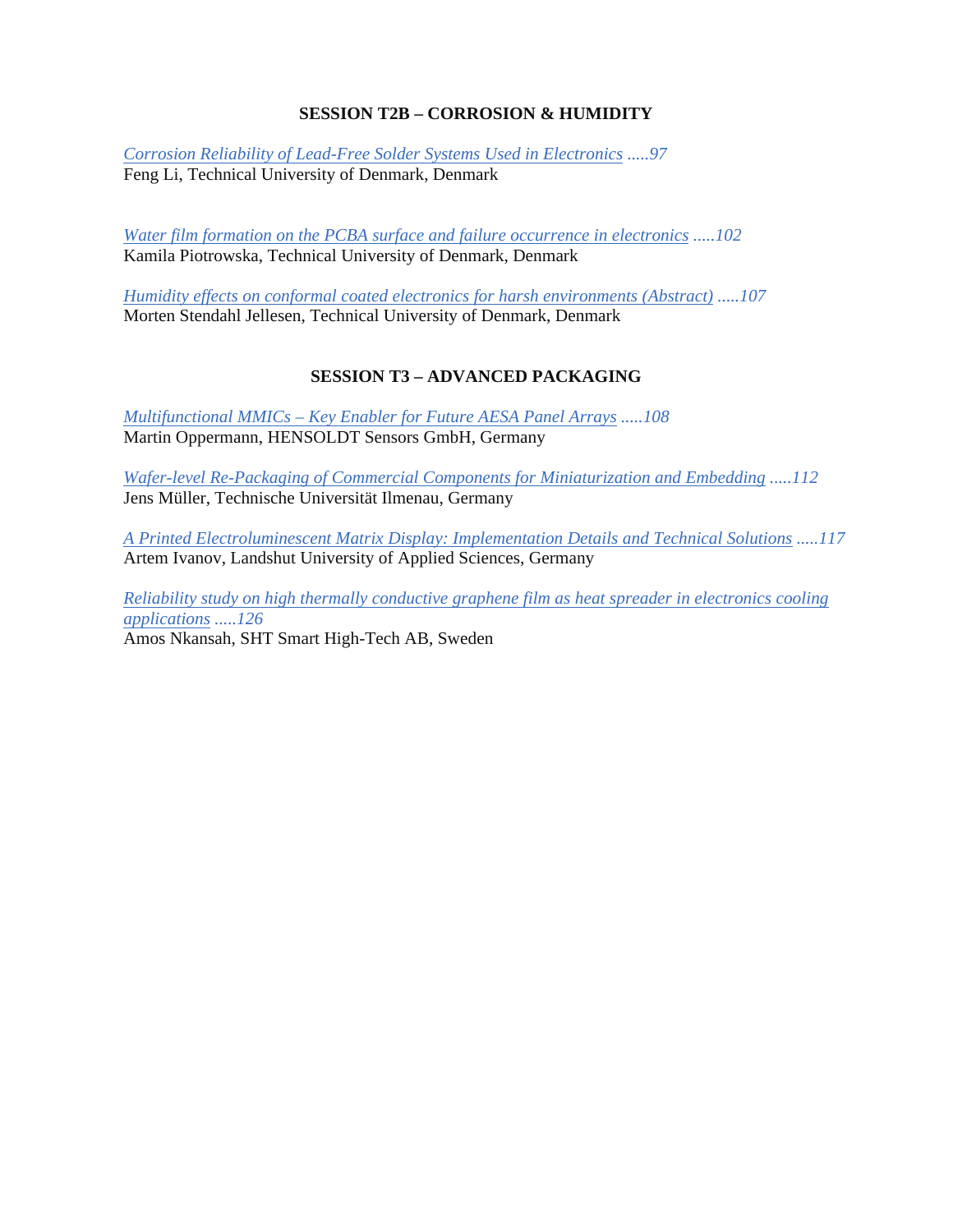## SESSION T2B – CORROSION & HUMIDITY

*Corrosion Reliability of Lead-Free Solder Systems Used in Electronics .....97*
Feng Li, Technical University of Denmark, Denmark

*Water film formation on the PCBA surface and failure occurrence in electronics .....102*
Kamila Piotrowska, Technical University of Denmark, Denmark

*Humidity effects on conformal coated electronics for harsh environments (Abstract) .....107*
Morten Stendahl Jellesen, Technical University of Denmark, Denmark

## SESSION T3 – ADVANCED PACKAGING

*Multifunctional MMICs – Key Enabler for Future AESA Panel Arrays .....108*
Martin Oppermann, HENSOLDT Sensors GmbH, Germany

*Wafer-level Re-Packaging of Commercial Components for Miniaturization and Embedding .....112*
Jens Müller, Technische Universität Ilmenau, Germany

*A Printed Electroluminescent Matrix Display: Implementation Details and Technical Solutions .....117*
Artem Ivanov, Landshut University of Applied Sciences, Germany

*Reliability study on high thermally conductive graphene film as heat spreader in electronics cooling applications .....126*
Amos Nkansah, SHT Smart High-Tech AB, Sweden